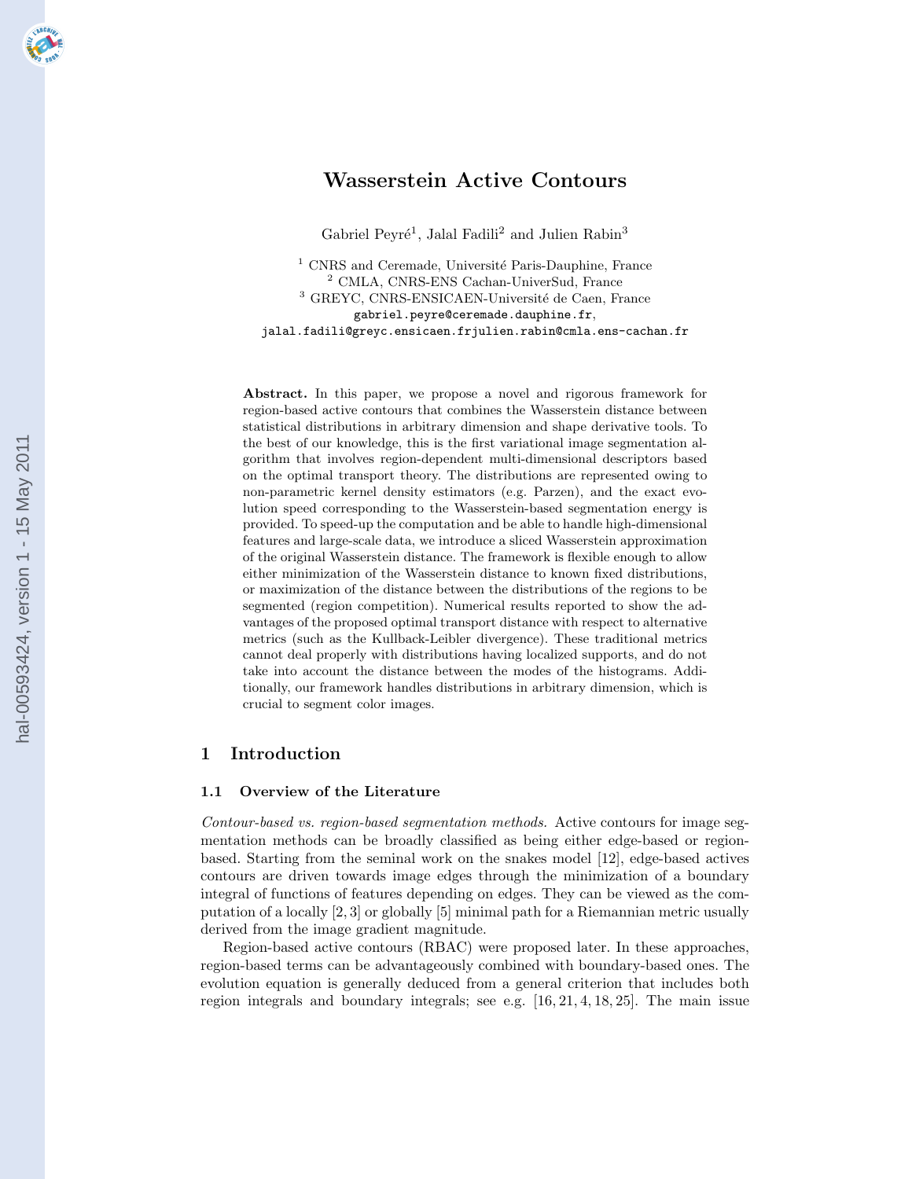# Wasserstein Active Contours

Gabriel Peyré[1], Jalal Fadili[2] and Julien Rabin[3]

[1] CNRS and Ceremade, Université Paris-Dauphine, France
[2] CMLA, CNRS-ENS Cachan-UniverSud, France
[3] GREYC, CNRS-ENSICAEN-Université de Caen, France

gabriel.peyre@ceremade.dauphine.fr,
jalal.fadili@greyc.ensicaen.frjulien.rabin@cmla.ens-cachan.fr

**Abstract.** In this paper, we propose a novel and rigorous framework for region-based active contours that combines the Wasserstein distance between statistical distributions in arbitrary dimension and shape derivative tools. To the best of our knowledge, this is the first variational image segmentation algorithm that involves region-dependent multi-dimensional descriptors based on the optimal transport theory. The distributions are represented owing to non-parametric kernel density estimators (e.g. Parzen), and the exact evolution speed corresponding to the Wasserstein-based segmentation energy is provided. To speed-up the computation and be able to handle high-dimensional features and large-scale data, we introduce a sliced Wasserstein approximation of the original Wasserstein distance. The framework is flexible enough to allow either minimization of the Wasserstein distance to known fixed distributions, or maximization of the distance between the distributions of the regions to be segmented (region competition). Numerical results reported to show the advantages of the proposed optimal transport distance with respect to alternative metrics (such as the Kullback-Leibler divergence). These traditional metrics cannot deal properly with distributions having localized supports, and do not take into account the distance between the modes of the histograms. Additionally, our framework handles distributions in arbitrary dimension, which is crucial to segment color images.

## 1 Introduction

### 1.1 Overview of the Literature

*Contour-based vs. region-based segmentation methods.* Active contours for image segmentation methods can be broadly classified as being either edge-based or region-based. Starting from the seminal work on the snakes model [12], edge-based actives contours are driven towards image edges through the minimization of a boundary integral of functions of features depending on edges. They can be viewed as the computation of a locally [2, 3] or globally [5] minimal path for a Riemannian metric usually derived from the image gradient magnitude.

Region-based active contours (RBAC) were proposed later. In these approaches, region-based terms can be advantageously combined with boundary-based ones. The evolution equation is generally deduced from a general criterion that includes both region integrals and boundary integrals; see e.g. [16, 21, 4, 18, 25]. The main issue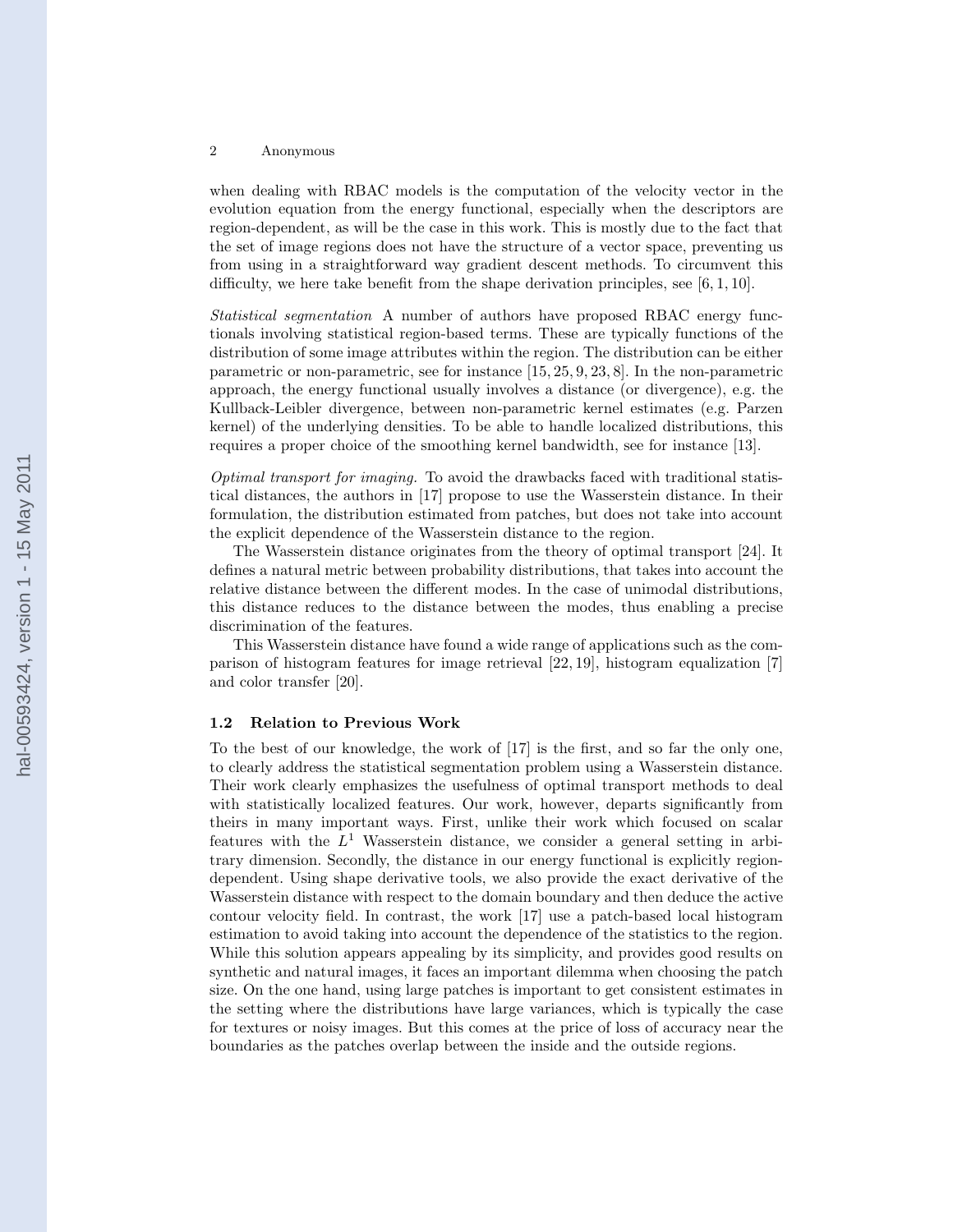when dealing with RBAC models is the computation of the velocity vector in the evolution equation from the energy functional, especially when the descriptors are region-dependent, as will be the case in this work. This is mostly due to the fact that the set of image regions does not have the structure of a vector space, preventing us from using in a straightforward way gradient descent methods. To circumvent this difficulty, we here take benefit from the shape derivation principles, see [6, 1, 10].

*Statistical segmentation* A number of authors have proposed RBAC energy functionals involving statistical region-based terms. These are typically functions of the distribution of some image attributes within the region. The distribution can be either parametric or non-parametric, see for instance [15, 25, 9, 23, 8]. In the non-parametric approach, the energy functional usually involves a distance (or divergence), e.g. the Kullback-Leibler divergence, between non-parametric kernel estimates (e.g. Parzen kernel) of the underlying densities. To be able to handle localized distributions, this requires a proper choice of the smoothing kernel bandwidth, see for instance [13].

*Optimal transport for imaging.* To avoid the drawbacks faced with traditional statistical distances, the authors in [17] propose to use the Wasserstein distance. In their formulation, the distribution estimated from patches, but does not take into account the explicit dependence of the Wasserstein distance to the region.

The Wasserstein distance originates from the theory of optimal transport [24]. It defines a natural metric between probability distributions, that takes into account the relative distance between the different modes. In the case of unimodal distributions, this distance reduces to the distance between the modes, thus enabling a precise discrimination of the features.

This Wasserstein distance have found a wide range of applications such as the comparison of histogram features for image retrieval [22, 19], histogram equalization [7] and color transfer [20].

### 1.2 Relation to Previous Work

To the best of our knowledge, the work of [17] is the first, and so far the only one, to clearly address the statistical segmentation problem using a Wasserstein distance. Their work clearly emphasizes the usefulness of optimal transport methods to deal with statistically localized features. Our work, however, departs significantly from theirs in many important ways. First, unlike their work which focused on scalar features with the $L^1$ Wasserstein distance, we consider a general setting in arbitrary dimension. Secondly, the distance in our energy functional is explicitly region-dependent. Using shape derivative tools, we also provide the exact derivative of the Wasserstein distance with respect to the domain boundary and then deduce the active contour velocity field. In contrast, the work [17] use a patch-based local histogram estimation to avoid taking into account the dependence of the statistics to the region. While this solution appears appealing by its simplicity, and provides good results on synthetic and natural images, it faces an important dilemma when choosing the patch size. On the one hand, using large patches is important to get consistent estimates in the setting where the distributions have large variances, which is typically the case for textures or noisy images. But this comes at the price of loss of accuracy near the boundaries as the patches overlap between the inside and the outside regions.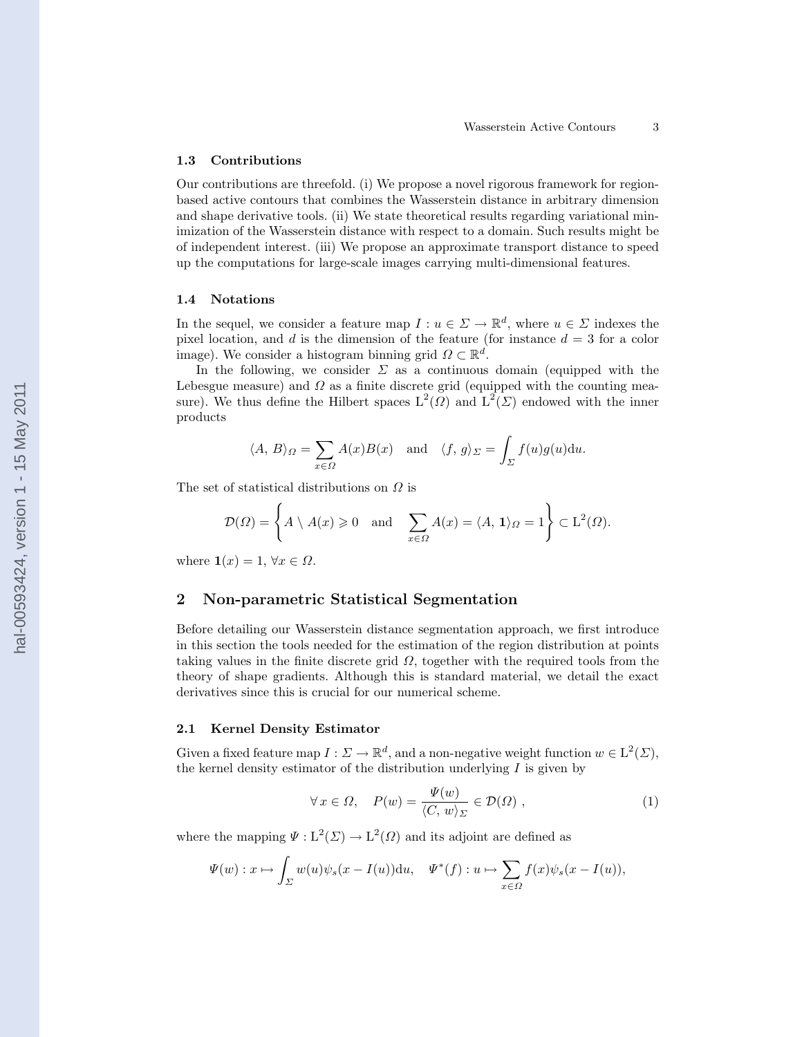### 1.3 Contributions

Our contributions are threefold. (i) We propose a novel rigorous framework for region-based active contours that combines the Wasserstein distance in arbitrary dimension and shape derivative tools. (ii) We state theoretical results regarding variational minimization of the Wasserstein distance with respect to a domain. Such results might be of independent interest. (iii) We propose an approximate transport distance to speed up the computations for large-scale images carrying multi-dimensional features.

### 1.4 Notations

In the sequel, we consider a feature map $I : u \in \Sigma \to \mathbb{R}^d$, where $u \in \Sigma$ indexes the pixel location, and $d$ is the dimension of the feature (for instance $d = 3$ for a color image). We consider a histogram binning grid $\Omega \subset \mathbb{R}^d$.

In the following, we consider $\Sigma$ as a continuous domain (equipped with the Lebesgue measure) and $\Omega$ as a finite discrete grid (equipped with the counting measure). We thus define the Hilbert spaces $\mathrm{L}^2(\Omega)$ and $\mathrm{L}^2(\Sigma)$ endowed with the inner products

$$\langle A,\, B\rangle_\Omega = \sum_{x\in\Omega} A(x)B(x) \quad \text{and} \quad \langle f,\, g\rangle_\Sigma = \int_\Sigma f(u)g(u)\mathrm{d}u.$$

The set of statistical distributions on $\Omega$ is

$$\mathcal{D}(\Omega) = \left\{ A \setminus A(x) \geqslant 0 \quad \text{and} \quad \sum_{x\in\Omega} A(x) = \langle A,\, \mathbf{1}\rangle_\Omega = 1 \right\} \subset \mathrm{L}^2(\Omega).$$

where $\mathbf{1}(x) = 1,\ \forall x \in \Omega$.

## 2 Non-parametric Statistical Segmentation

Before detailing our Wasserstein distance segmentation approach, we first introduce in this section the tools needed for the estimation of the region distribution at points taking values in the finite discrete grid $\Omega$, together with the required tools from the theory of shape gradients. Although this is standard material, we detail the exact derivatives since this is crucial for our numerical scheme.

### 2.1 Kernel Density Estimator

Given a fixed feature map $I : \Sigma \to \mathbb{R}^d$, and a non-negative weight function $w \in \mathrm{L}^2(\Sigma)$, the kernel density estimator of the distribution underlying $I$ is given by

$$\forall\, x \in \Omega, \quad P(w) = \frac{\Psi(w)}{\langle C,\, w\rangle_\Sigma} \in \mathcal{D}(\Omega)\ , \tag{1}$$

where the mapping $\Psi : \mathrm{L}^2(\Sigma) \to \mathrm{L}^2(\Omega)$ and its adjoint are defined as

$$\Psi(w) : x \mapsto \int_\Sigma w(u)\psi_s(x - I(u))\mathrm{d}u, \quad \Psi^*(f) : u \mapsto \sum_{x\in\Omega} f(x)\psi_s(x - I(u)),$$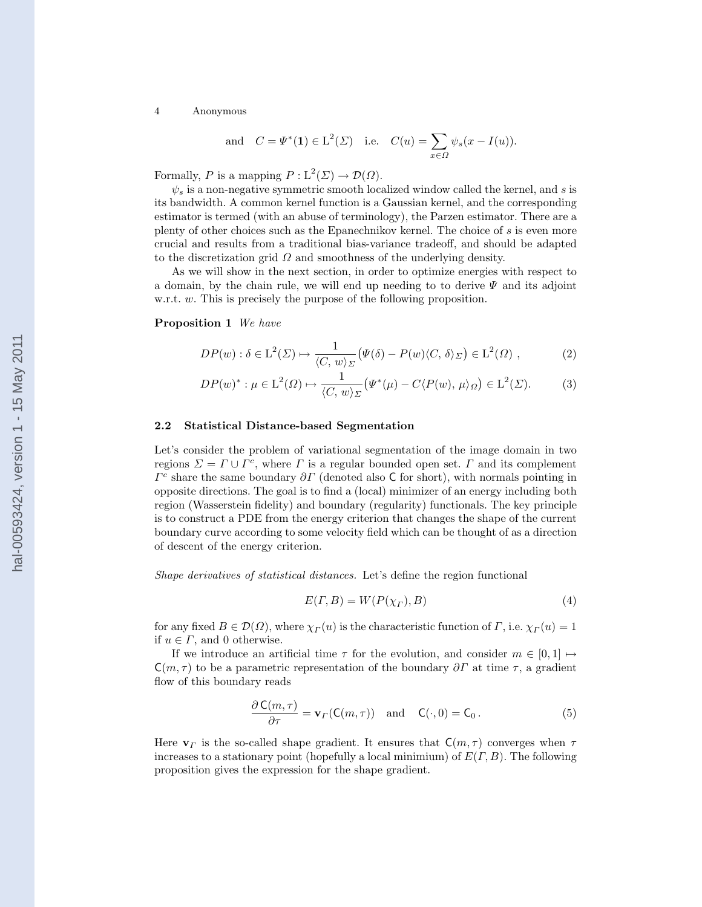$$\text{and} \quad C = \Psi^*(\mathbf{1}) \in \mathrm{L}^2(\Sigma) \quad \text{i.e.} \quad C(u) = \sum_{x \in \Omega} \psi_s(x - I(u)).$$

Formally, $P$ is a mapping $P : \mathrm{L}^2(\Sigma) \to \mathcal{D}(\Omega)$.

$\psi_s$ is a non-negative symmetric smooth localized window called the kernel, and $s$ is its bandwidth. A common kernel function is a Gaussian kernel, and the corresponding estimator is termed (with an abuse of terminology), the Parzen estimator. There are a plenty of other choices such as the Epanechnikov kernel. The choice of $s$ is even more crucial and results from a traditional bias-variance tradeoff, and should be adapted to the discretization grid $\Omega$ and smoothness of the underlying density.

As we will show in the next section, in order to optimize energies with respect to a domain, by the chain rule, we will end up needing to to derive $\Psi$ and its adjoint w.r.t. $w$. This is precisely the purpose of the following proposition.

**Proposition 1** *We have*

$$DP(w) : \delta \in \mathrm{L}^2(\Sigma) \mapsto \frac{1}{\langle C, w \rangle_\Sigma} \big( \Psi(\delta) - P(w) \langle C, \delta \rangle_\Sigma \big) \in \mathrm{L}^2(\Omega) \ , \tag{2}$$

$$DP(w)^* : \mu \in \mathrm{L}^2(\Omega) \mapsto \frac{1}{\langle C, w \rangle_\Sigma} \big( \Psi^*(\mu) - C \langle P(w), \mu \rangle_\Omega \big) \in \mathrm{L}^2(\Sigma). \tag{3}$$

### 2.2 Statistical Distance-based Segmentation

Let's consider the problem of variational segmentation of the image domain in two regions $\Sigma = \Gamma \cup \Gamma^c$, where $\Gamma$ is a regular bounded open set. $\Gamma$ and its complement $\Gamma^c$ share the same boundary $\partial\Gamma$ (denoted also $\mathsf{C}$ for short), with normals pointing in opposite directions. The goal is to find a (local) minimizer of an energy including both region (Wasserstein fidelity) and boundary (regularity) functionals. The key principle is to construct a PDE from the energy criterion that changes the shape of the current boundary curve according to some velocity field which can be thought of as a direction of descent of the energy criterion.

*Shape derivatives of statistical distances.* Let's define the region functional

$$E(\Gamma, B) = W(P(\chi_\Gamma), B) \tag{4}$$

for any fixed $B \in \mathcal{D}(\Omega)$, where $\chi_\Gamma(u)$ is the characteristic function of $\Gamma$, i.e. $\chi_\Gamma(u) = 1$ if $u \in \Gamma$, and 0 otherwise.

If we introduce an artificial time $\tau$ for the evolution, and consider $m \in [0, 1] \mapsto \mathsf{C}(m, \tau)$ to be a parametric representation of the boundary $\partial\Gamma$ at time $\tau$, a gradient flow of this boundary reads

$$\frac{\partial \, \mathsf{C}(m, \tau)}{\partial \tau} = \mathbf{v}_\Gamma(\mathsf{C}(m, \tau)) \quad \text{and} \quad \mathsf{C}(\cdot, 0) = \mathsf{C}_0 \,. \tag{5}$$

Here $\mathbf{v}_\Gamma$ is the so-called shape gradient. It ensures that $\mathsf{C}(m, \tau)$ converges when $\tau$ increases to a stationary point (hopefully a local minimium) of $E(\Gamma, B)$. The following proposition gives the expression for the shape gradient.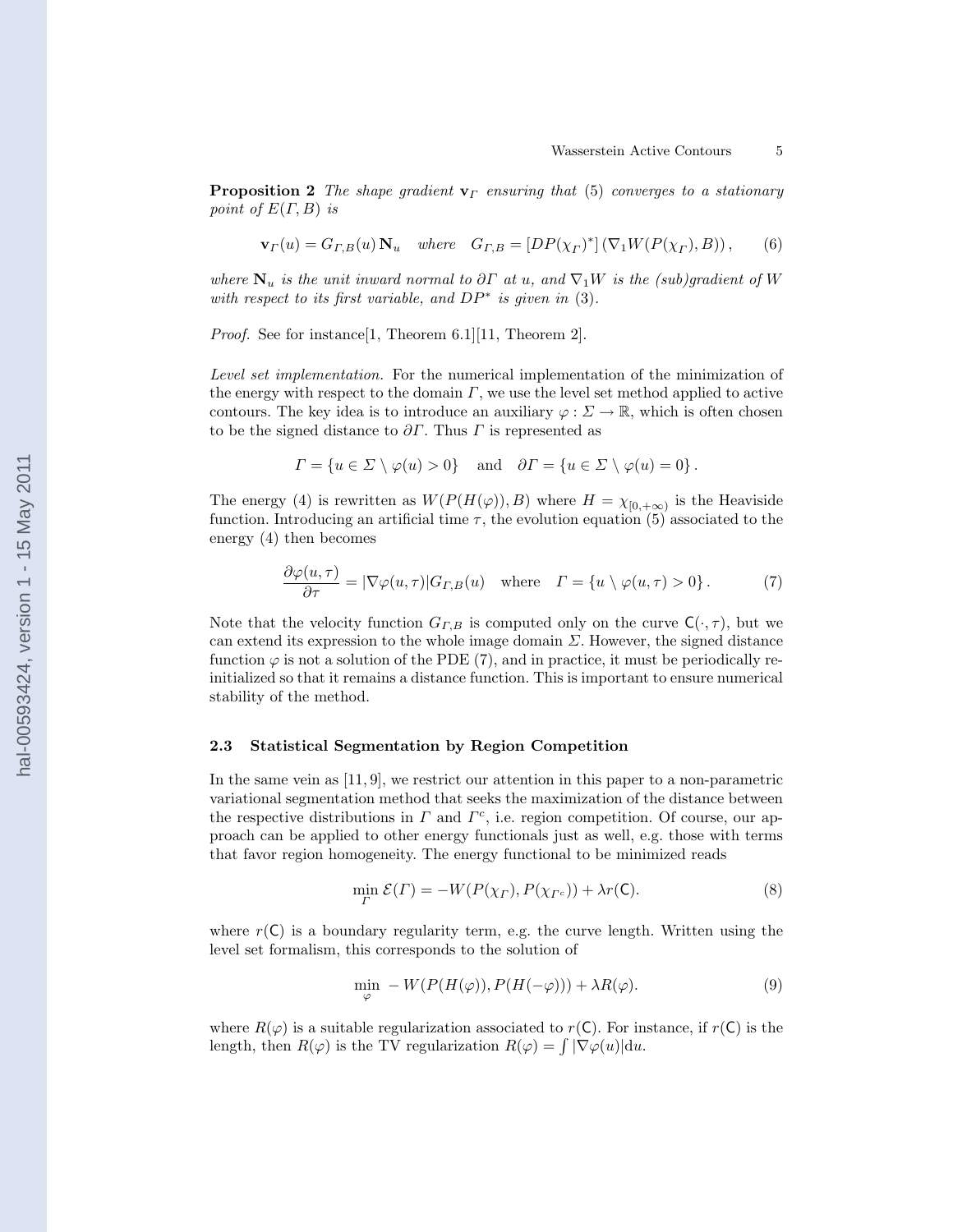**Proposition 2** *The shape gradient $\mathbf{v}_\Gamma$ ensuring that* (5) *converges to a stationary point of $E(\Gamma, B)$ is*

$$\mathbf{v}_\Gamma(u) = G_{\Gamma,B}(u)\,\mathbf{N}_u \quad \textit{where} \quad G_{\Gamma,B} = [DP(\chi_\Gamma)^*]\,(\nabla_1 W(P(\chi_\Gamma), B)), \tag{6}$$

*where $\mathbf{N}_u$ is the unit inward normal to $\partial\Gamma$ at $u$, and $\nabla_1 W$ is the (sub)gradient of $W$ with respect to its first variable, and $DP^*$ is given in* (3).

*Proof.* See for instance[1, Theorem 6.1][11, Theorem 2].

*Level set implementation.* For the numerical implementation of the minimization of the energy with respect to the domain $\Gamma$, we use the level set method applied to active contours. The key idea is to introduce an auxiliary $\varphi : \Sigma \to \mathbb{R}$, which is often chosen to be the signed distance to $\partial\Gamma$. Thus $\Gamma$ is represented as

$$\Gamma = \{u \in \Sigma \setminus \varphi(u) > 0\} \quad \text{and} \quad \partial\Gamma = \{u \in \Sigma \setminus \varphi(u) = 0\}\,.$$

The energy (4) is rewritten as $W(P(H(\varphi)), B)$ where $H = \chi_{[0,+\infty)}$ is the Heaviside function. Introducing an artificial time $\tau$, the evolution equation (5) associated to the energy (4) then becomes

$$\frac{\partial\varphi(u,\tau)}{\partial\tau} = |\nabla\varphi(u,\tau)| G_{\Gamma,B}(u) \quad \text{where} \quad \Gamma = \{u \setminus \varphi(u,\tau) > 0\}\,. \tag{7}$$

Note that the velocity function $G_{\Gamma,B}$ is computed only on the curve $\mathsf{C}(\cdot,\tau)$, but we can extend its expression to the whole image domain $\Sigma$. However, the signed distance function $\varphi$ is not a solution of the PDE (7), and in practice, it must be periodically re-initialized so that it remains a distance function. This is important to ensure numerical stability of the method.

### 2.3 Statistical Segmentation by Region Competition

In the same vein as [11, 9], we restrict our attention in this paper to a non-parametric variational segmentation method that seeks the maximization of the distance between the respective distributions in $\Gamma$ and $\Gamma^c$, i.e. region competition. Of course, our approach can be applied to other energy functionals just as well, e.g. those with terms that favor region homogeneity. The energy functional to be minimized reads

$$\min_{\Gamma} \mathcal{E}(\Gamma) = -W(P(\chi_\Gamma), P(\chi_{\Gamma^c})) + \lambda r(\mathsf{C}). \tag{8}$$

where $r(\mathsf{C})$ is a boundary regularity term, e.g. the curve length. Written using the level set formalism, this corresponds to the solution of

$$\min_{\varphi} \; -W(P(H(\varphi)), P(H(-\varphi))) + \lambda R(\varphi). \tag{9}$$

where $R(\varphi)$ is a suitable regularization associated to $r(\mathsf{C})$. For instance, if $r(\mathsf{C})$ is the length, then $R(\varphi)$ is the TV regularization $R(\varphi) = \int |\nabla\varphi(u)|\mathrm{d}u$.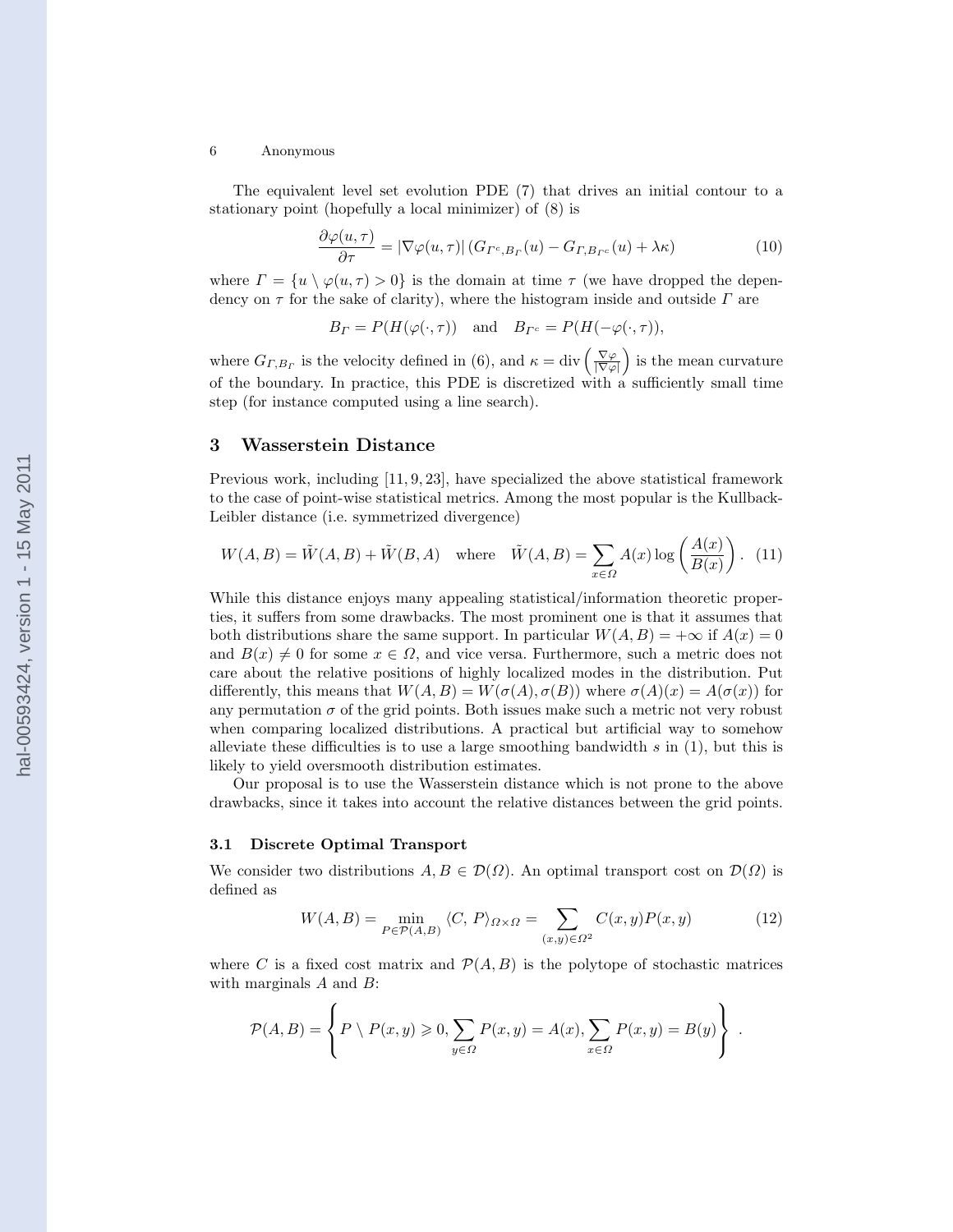The equivalent level set evolution PDE (7) that drives an initial contour to a stationary point (hopefully a local minimizer) of (8) is

$$\frac{\partial \varphi(u,\tau)}{\partial \tau} = |\nabla \varphi(u,\tau)| \left( G_{\Gamma^c, B_\Gamma}(u) - G_{\Gamma, B_{\Gamma^c}}(u) + \lambda \kappa \right) \tag{10}$$

where $\Gamma = \{u \setminus \varphi(u,\tau) > 0\}$ is the domain at time $\tau$ (we have dropped the dependency on $\tau$ for the sake of clarity), where the histogram inside and outside $\Gamma$ are

$$B_\Gamma = P(H(\varphi(\cdot,\tau)) \quad \text{and} \quad B_{\Gamma^c} = P(H(-\varphi(\cdot,\tau)),$$

where $G_{\Gamma,B_\Gamma}$ is the velocity defined in (6), and $\kappa = \operatorname{div}\left(\frac{\nabla \varphi}{|\nabla \varphi|}\right)$ is the mean curvature of the boundary. In practice, this PDE is discretized with a sufficiently small time step (for instance computed using a line search).

## 3 Wasserstein Distance

Previous work, including [11, 9, 23], have specialized the above statistical framework to the case of point-wise statistical metrics. Among the most popular is the Kullback-Leibler distance (i.e. symmetrized divergence)

$$W(A,B) = \tilde{W}(A,B) + \tilde{W}(B,A) \quad \text{where} \quad \tilde{W}(A,B) = \sum_{x \in \Omega} A(x) \log\left(\frac{A(x)}{B(x)}\right). \tag{11}$$

While this distance enjoys many appealing statistical/information theoretic properties, it suffers from some drawbacks. The most prominent one is that it assumes that both distributions share the same support. In particular $W(A,B) = +\infty$ if $A(x) = 0$ and $B(x) \neq 0$ for some $x \in \Omega$, and vice versa. Furthermore, such a metric does not care about the relative positions of highly localized modes in the distribution. Put differently, this means that $W(A,B) = W(\sigma(A), \sigma(B))$ where $\sigma(A)(x) = A(\sigma(x))$ for any permutation $\sigma$ of the grid points. Both issues make such a metric not very robust when comparing localized distributions. A practical but artificial way to somehow alleviate these difficulties is to use a large smoothing bandwidth $s$ in (1), but this is likely to yield oversmooth distribution estimates.

Our proposal is to use the Wasserstein distance which is not prone to the above drawbacks, since it takes into account the relative distances between the grid points.

### 3.1 Discrete Optimal Transport

We consider two distributions $A, B \in \mathcal{D}(\Omega)$. An optimal transport cost on $\mathcal{D}(\Omega)$ is defined as

$$W(A,B) = \min_{P \in \mathcal{P}(A,B)} \langle C,\, P \rangle_{\Omega \times \Omega} = \sum_{(x,y) \in \Omega^2} C(x,y) P(x,y) \tag{12}$$

where $C$ is a fixed cost matrix and $\mathcal{P}(A,B)$ is the polytope of stochastic matrices with marginals $A$ and $B$:

$$\mathcal{P}(A,B) = \left\{ P \setminus P(x,y) \geqslant 0, \sum_{y \in \Omega} P(x,y) = A(x), \sum_{x \in \Omega} P(x,y) = B(y) \right\}.$$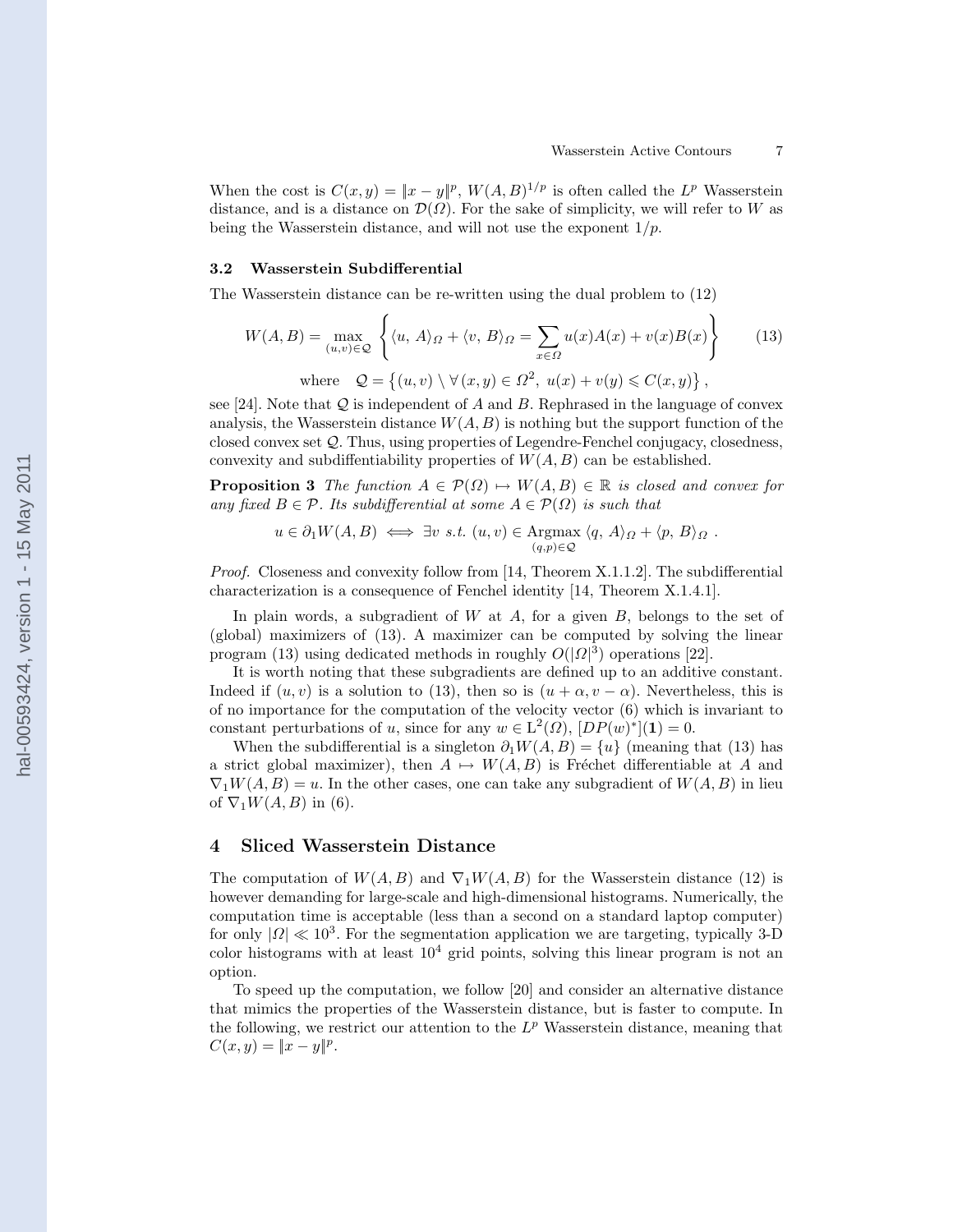When the cost is $C(x, y) = \|x - y\|^p$, $W(A, B)^{1/p}$ is often called the $L^p$ Wasserstein distance, and is a distance on $\mathcal{D}(\Omega)$. For the sake of simplicity, we will refer to $W$ as being the Wasserstein distance, and will not use the exponent $1/p$.

### 3.2 Wasserstein Subdifferential

The Wasserstein distance can be re-written using the dual problem to (12)

$$W(A, B) = \max_{(u,v) \in \mathcal{Q}} \left\{ \langle u,\, A \rangle_\Omega + \langle v,\, B \rangle_\Omega = \sum_{x \in \Omega} u(x)A(x) + v(x)B(x) \right\} \tag{13}$$

$$\text{where} \quad \mathcal{Q} = \left\{ (u, v) \setminus \forall\, (x, y) \in \Omega^2,\ u(x) + v(y) \leqslant C(x, y) \right\},$$

see [24]. Note that $\mathcal{Q}$ is independent of $A$ and $B$. Rephrased in the language of convex analysis, the Wasserstein distance $W(A, B)$ is nothing but the support function of the closed convex set $\mathcal{Q}$. Thus, using properties of Legendre-Fenchel conjugacy, closedness, convexity and subdiffentiability properties of $W(A, B)$ can be established.

**Proposition 3** *The function $A \in \mathcal{P}(\Omega) \mapsto W(A, B) \in \mathbb{R}$ is closed and convex for any fixed $B \in \mathcal{P}$. Its subdifferential at some $A \in \mathcal{P}(\Omega)$ is such that*

$$u \in \partial_1 W(A, B) \iff \exists v \ \text{s.t.}\ (u, v) \in \underset{(q,p) \in \mathcal{Q}}{\operatorname{Argmax}}\ \langle q,\, A \rangle_\Omega + \langle p,\, B \rangle_\Omega\ .$$

*Proof.* Closeness and convexity follow from [14, Theorem X.1.1.2]. The subdifferential characterization is a consequence of Fenchel identity [14, Theorem X.1.4.1].

In plain words, a subgradient of $W$ at $A$, for a given $B$, belongs to the set of (global) maximizers of (13). A maximizer can be computed by solving the linear program (13) using dedicated methods in roughly $O(|\Omega|^3)$ operations [22].

It is worth noting that these subgradients are defined up to an additive constant. Indeed if $(u, v)$ is a solution to (13), then so is $(u + \alpha, v - \alpha)$. Nevertheless, this is of no importance for the computation of the velocity vector (6) which is invariant to constant perturbations of $u$, since for any $w \in \mathrm{L}^2(\Omega)$, $[DP(w)^*](\mathbf{1}) = 0$.

When the subdifferential is a singleton $\partial_1 W(A, B) = \{u\}$ (meaning that (13) has a strict global maximizer), then $A \mapsto W(A, B)$ is Fréchet differentiable at $A$ and $\nabla_1 W(A, B) = u$. In the other cases, one can take any subgradient of $W(A, B)$ in lieu of $\nabla_1 W(A, B)$ in (6).

## 4 Sliced Wasserstein Distance

The computation of $W(A, B)$ and $\nabla_1 W(A, B)$ for the Wasserstein distance (12) is however demanding for large-scale and high-dimensional histograms. Numerically, the computation time is acceptable (less than a second on a standard laptop computer) for only $|\Omega| \ll 10^3$. For the segmentation application we are targeting, typically 3-D color histograms with at least $10^4$ grid points, solving this linear program is not an option.

To speed up the computation, we follow [20] and consider an alternative distance that mimics the properties of the Wasserstein distance, but is faster to compute. In the following, we restrict our attention to the $L^p$ Wasserstein distance, meaning that $C(x, y) = \|x - y\|^p$.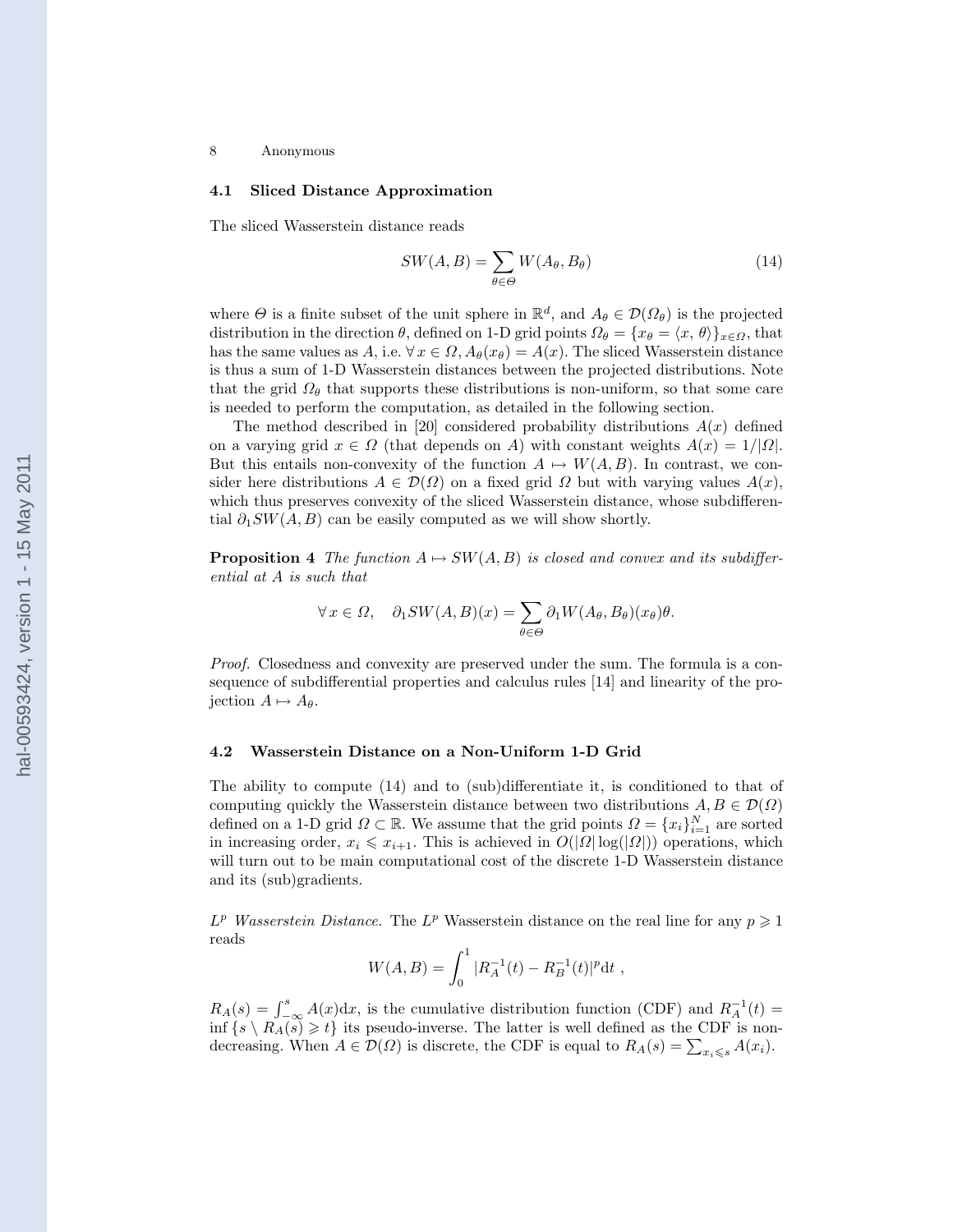### 4.1 Sliced Distance Approximation

The sliced Wasserstein distance reads

$$SW(A, B) = \sum_{\theta \in \Theta} W(A_\theta, B_\theta) \tag{14}$$

where $\Theta$ is a finite subset of the unit sphere in $\mathbb{R}^d$, and $A_\theta \in \mathcal{D}(\Omega_\theta)$ is the projected distribution in the direction $\theta$, defined on 1-D grid points $\Omega_\theta = \{x_\theta = \langle x, \theta \rangle\}_{x \in \Omega}$, that has the same values as $A$, i.e. $\forall\, x \in \Omega, A_\theta(x_\theta) = A(x)$. The sliced Wasserstein distance is thus a sum of 1-D Wasserstein distances between the projected distributions. Note that the grid $\Omega_\theta$ that supports these distributions is non-uniform, so that some care is needed to perform the computation, as detailed in the following section.

The method described in [20] considered probability distributions $A(x)$ defined on a varying grid $x \in \Omega$ (that depends on $A$) with constant weights $A(x) = 1/|\Omega|$. But this entails non-convexity of the function $A \mapsto W(A, B)$. In contrast, we consider here distributions $A \in \mathcal{D}(\Omega)$ on a fixed grid $\Omega$ but with varying values $A(x)$, which thus preserves convexity of the sliced Wasserstein distance, whose subdifferential $\partial_1 SW(A, B)$ can be easily computed as we will show shortly.

**Proposition 4** *The function $A \mapsto SW(A, B)$ is closed and convex and its subdifferential at $A$ is such that*

$$\forall\, x \in \Omega, \quad \partial_1 SW(A, B)(x) = \sum_{\theta \in \Theta} \partial_1 W(A_\theta, B_\theta)(x_\theta)\theta.$$

*Proof.* Closedness and convexity are preserved under the sum. The formula is a consequence of subdifferential properties and calculus rules [14] and linearity of the projection $A \mapsto A_\theta$.

### 4.2 Wasserstein Distance on a Non-Uniform 1-D Grid

The ability to compute (14) and to (sub)differentiate it, is conditioned to that of computing quickly the Wasserstein distance between two distributions $A, B \in \mathcal{D}(\Omega)$ defined on a 1-D grid $\Omega \subset \mathbb{R}$. We assume that the grid points $\Omega = \{x_i\}_{i=1}^N$ are sorted in increasing order, $x_i \leqslant x_{i+1}$. This is achieved in $O(|\Omega| \log(|\Omega|))$ operations, which will turn out to be main computational cost of the discrete 1-D Wasserstein distance and its (sub)gradients.

*$L^p$ Wasserstein Distance.* The $L^p$ Wasserstein distance on the real line for any $p \geqslant 1$ reads

$$W(A, B) = \int_0^1 |R_A^{-1}(t) - R_B^{-1}(t)|^p \mathrm{d}t \ ,$$

$R_A(s) = \int_{-\infty}^s A(x)\mathrm{d}x$, is the cumulative distribution function (CDF) and $R_A^{-1}(t) = \inf \{s \setminus R_A(s) \geqslant t\}$ its pseudo-inverse. The latter is well defined as the CDF is non-decreasing. When $A \in \mathcal{D}(\Omega)$ is discrete, the CDF is equal to $R_A(s) = \sum_{x_i \leqslant s} A(x_i)$.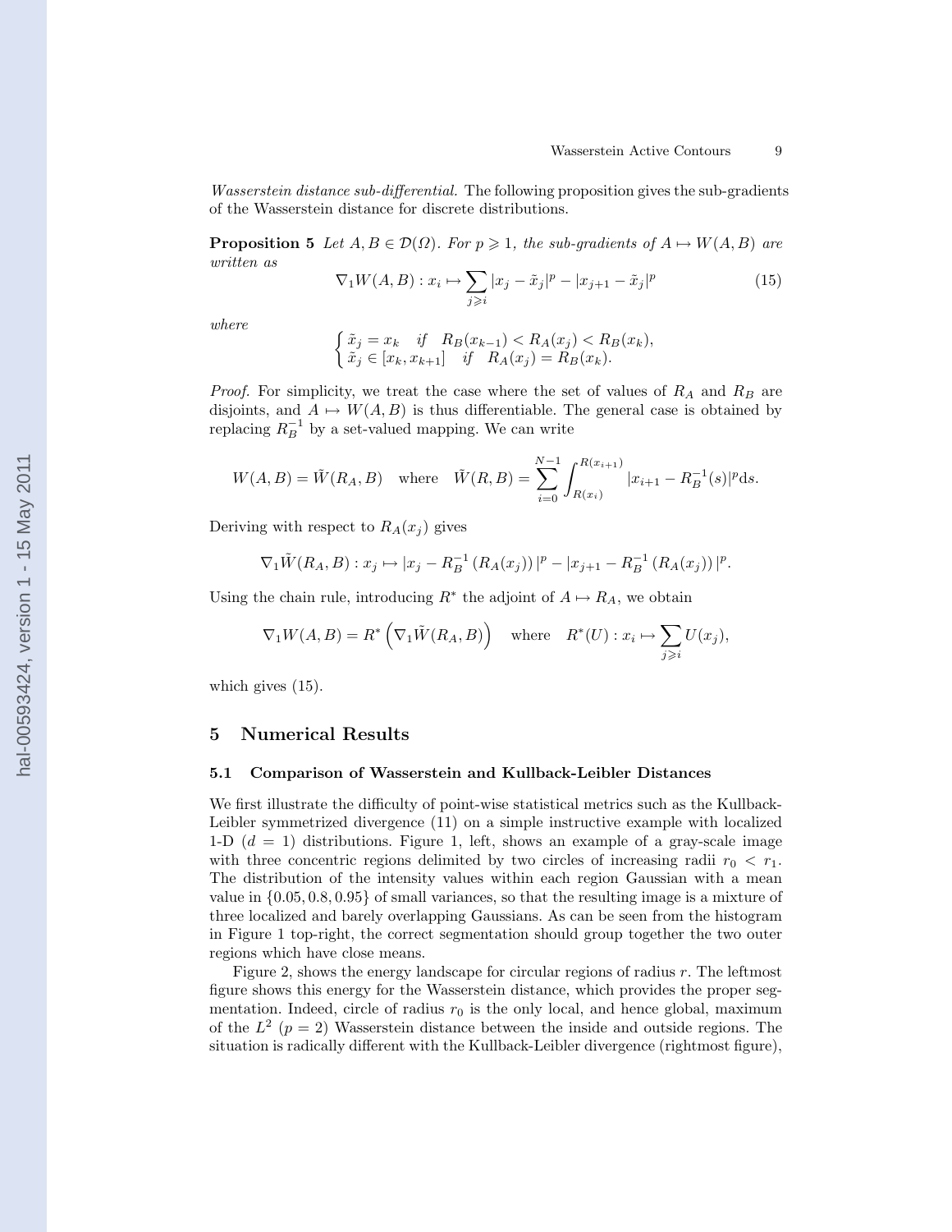*Wasserstein distance sub-differential.* The following proposition gives the sub-gradients of the Wasserstein distance for discrete distributions.

**Proposition 5** *Let $A, B \in \mathcal{D}(\Omega)$. For $p \geqslant 1$, the sub-gradients of $A \mapsto W(A, B)$ are written as*

$$\nabla_1 W(A,B) : x_i \mapsto \sum_{j \geqslant i} |x_j - \tilde{x}_j|^p - |x_{j+1} - \tilde{x}_j|^p \tag{15}$$

*where*

$$\begin{cases} \tilde{x}_j = x_k & \textit{if} \quad R_B(x_{k-1}) < R_A(x_j) < R_B(x_k), \\ \tilde{x}_j \in [x_k, x_{k+1}] & \textit{if} \quad R_A(x_j) = R_B(x_k). \end{cases}$$

*Proof.* For simplicity, we treat the case where the set of values of $R_A$ and $R_B$ are disjoints, and $A \mapsto W(A, B)$ is thus differentiable. The general case is obtained by replacing $R_B^{-1}$ by a set-valued mapping. We can write

$$W(A,B) = \tilde{W}(R_A, B) \quad \text{where} \quad \tilde{W}(R,B) = \sum_{i=0}^{N-1} \int_{R(x_i)}^{R(x_{i+1})} |x_{i+1} - R_B^{-1}(s)|^p \mathrm{d}s.$$

Deriving with respect to $R_A(x_j)$ gives

$$\nabla_1 \tilde{W}(R_A, B) : x_j \mapsto |x_j - R_B^{-1}\left(R_A(x_j)\right)|^p - |x_{j+1} - R_B^{-1}\left(R_A(x_j)\right)|^p.$$

Using the chain rule, introducing $R^*$ the adjoint of $A \mapsto R_A$, we obtain

$$\nabla_1 W(A,B) = R^*\left(\nabla_1 \tilde{W}(R_A, B)\right) \quad \text{where} \quad R^*(U) : x_i \mapsto \sum_{j \geqslant i} U(x_j),$$

which gives (15).

## 5 Numerical Results

### 5.1 Comparison of Wasserstein and Kullback-Leibler Distances

We first illustrate the difficulty of point-wise statistical metrics such as the Kullback-Leibler symmetrized divergence (11) on a simple instructive example with localized 1-D ($d = 1$) distributions. Figure 1, left, shows an example of a gray-scale image with three concentric regions delimited by two circles of increasing radii $r_0 < r_1$. The distribution of the intensity values within each region Gaussian with a mean value in $\{0.05, 0.8, 0.95\}$ of small variances, so that the resulting image is a mixture of three localized and barely overlapping Gaussians. As can be seen from the histogram in Figure 1 top-right, the correct segmentation should group together the two outer regions which have close means.

Figure 2, shows the energy landscape for circular regions of radius $r$. The leftmost figure shows this energy for the Wasserstein distance, which provides the proper segmentation. Indeed, circle of radius $r_0$ is the only local, and hence global, maximum of the $L^2$ ($p = 2$) Wasserstein distance between the inside and outside regions. The situation is radically different with the Kullback-Leibler divergence (rightmost figure),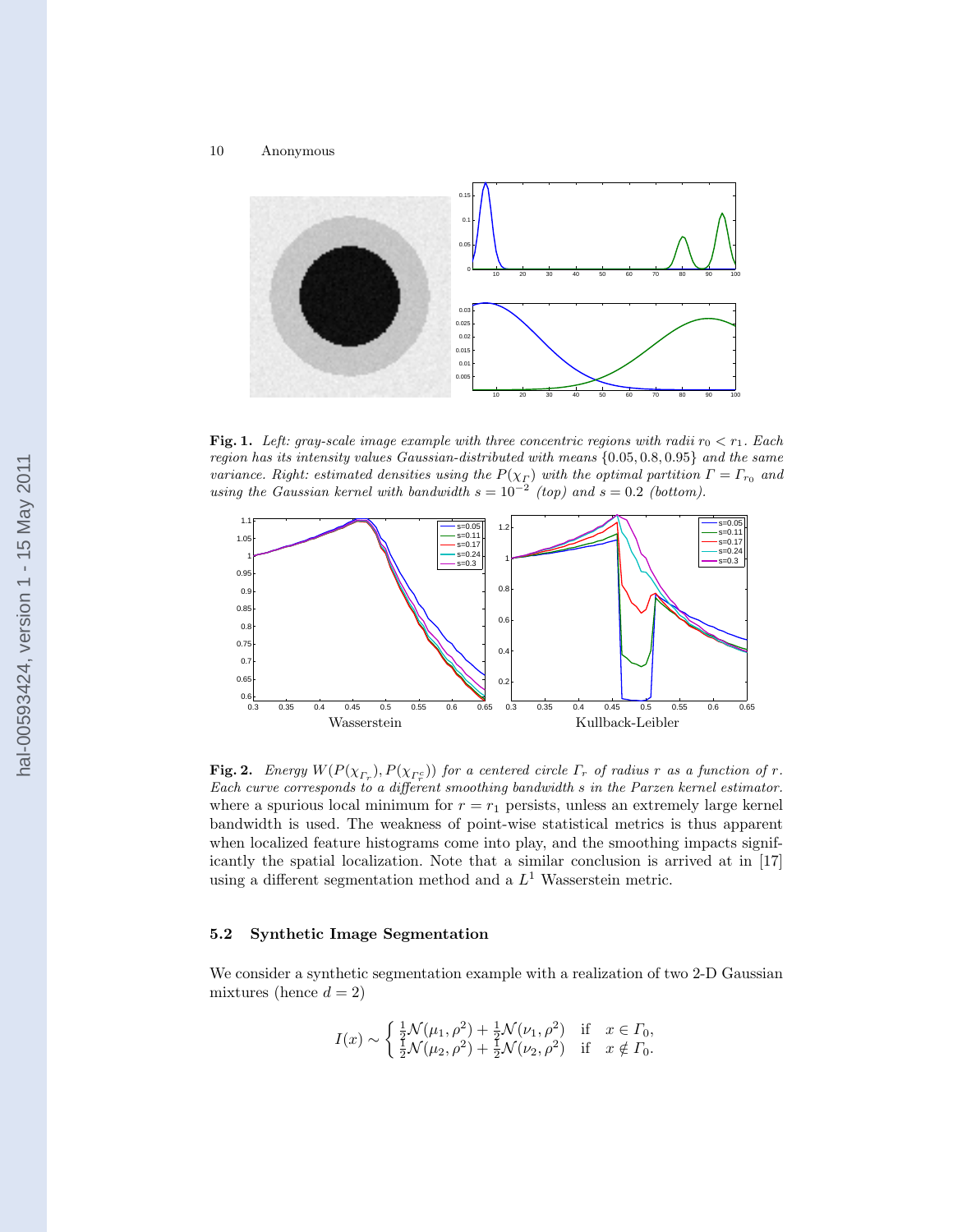**Fig. 1.** *Left: gray-scale image example with three concentric regions with radii $r_0 < r_1$. Each region has its intensity values Gaussian-distributed with means $\{0.05, 0.8, 0.95\}$ and the same variance. Right: estimated densities using the $P(\chi_\Gamma)$ with the optimal partition $\Gamma = \Gamma_{r_0}$ and using the Gaussian kernel with bandwidth $s = 10^{-2}$ (top) and $s = 0.2$ (bottom).*

**Fig. 2.** *Energy $W(P(\chi_{\Gamma_r}), P(\chi_{\Gamma_r^c}))$ for a centered circle $\Gamma_r$ of radius $r$ as a function of $r$. Each curve corresponds to a different smoothing bandwidth $s$ in the Parzen kernel estimator.*

where a spurious local minimum for $r = r_1$ persists, unless an extremely large kernel bandwidth is used. The weakness of point-wise statistical metrics is thus apparent when localized feature histograms come into play, and the smoothing impacts significantly the spatial localization. Note that a similar conclusion is arrived at in [17] using a different segmentation method and a $L^1$ Wasserstein metric.

### 5.2 Synthetic Image Segmentation

We consider a synthetic segmentation example with a realization of two 2-D Gaussian mixtures (hence $d = 2$)

$$I(x) \sim \begin{cases} \frac{1}{2}\mathcal{N}(\mu_1, \rho^2) + \frac{1}{2}\mathcal{N}(\nu_1, \rho^2) & \text{if} \quad x \in \Gamma_0, \\ \frac{1}{2}\mathcal{N}(\mu_2, \rho^2) + \frac{1}{2}\mathcal{N}(\nu_2, \rho^2) & \text{if} \quad x \notin \Gamma_0. \end{cases}$$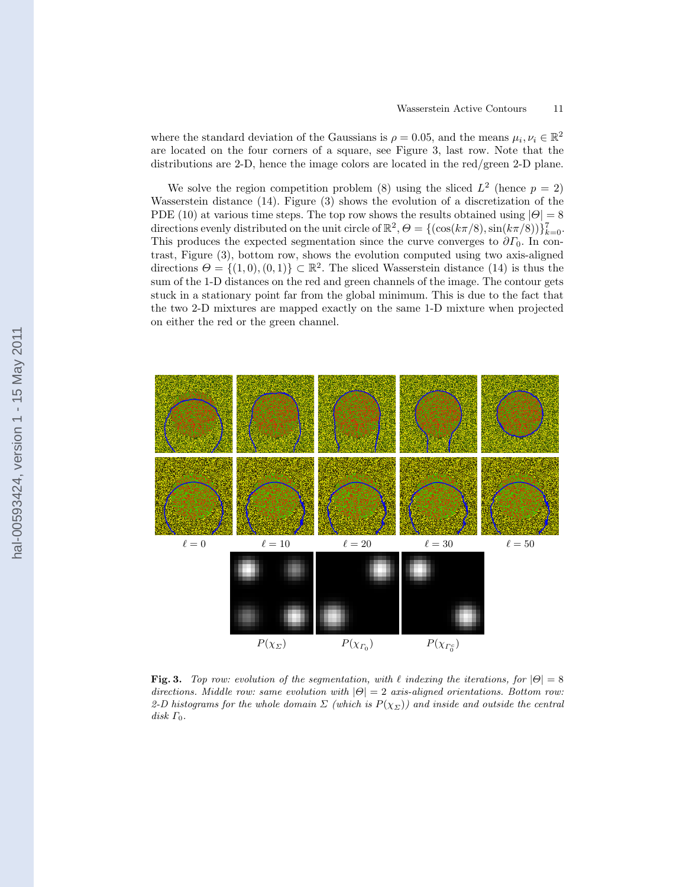where the standard deviation of the Gaussians is $\rho = 0.05$, and the means $\mu_i, \nu_i \in \mathbb{R}^2$ are located on the four corners of a square, see Figure 3, last row. Note that the distributions are 2-D, hence the image colors are located in the red/green 2-D plane.

We solve the region competition problem (8) using the sliced $L^2$ (hence $p = 2$) Wasserstein distance (14). Figure (3) shows the evolution of a discretization of the PDE (10) at various time steps. The top row shows the results obtained using $|\Theta| = 8$ directions evenly distributed on the unit circle of $\mathbb{R}^2$, $\Theta = \{(\cos(k\pi/8), \sin(k\pi/8))\}_{k=0}^{7}$. This produces the expected segmentation since the curve converges to $\partial\Gamma_0$. In contrast, Figure (3), bottom row, shows the evolution computed using two axis-aligned directions $\Theta = \{(1, 0), (0, 1)\} \subset \mathbb{R}^2$. The sliced Wasserstein distance (14) is thus the sum of the 1-D distances on the red and green channels of the image. The contour gets stuck in a stationary point far from the global minimum. This is due to the fact that the two 2-D mixtures are mapped exactly on the same 1-D mixture when projected on either the red or the green channel.

$\ell = 0$ $\ell = 10$ $\ell = 20$ $\ell = 30$ $\ell = 50$

$P(\chi_\Sigma)$ $P(\chi_{\Gamma_0})$ $P(\chi_{\Gamma_0^c})$

**Fig. 3.** *Top row: evolution of the segmentation, with $\ell$ indexing the iterations, for $|\Theta| = 8$ directions. Middle row: same evolution with $|\Theta| = 2$ axis-aligned orientations. Bottom row: 2-D histograms for the whole domain $\Sigma$ (which is $P(\chi_\Sigma)$) and inside and outside the central disk $\Gamma_0$.*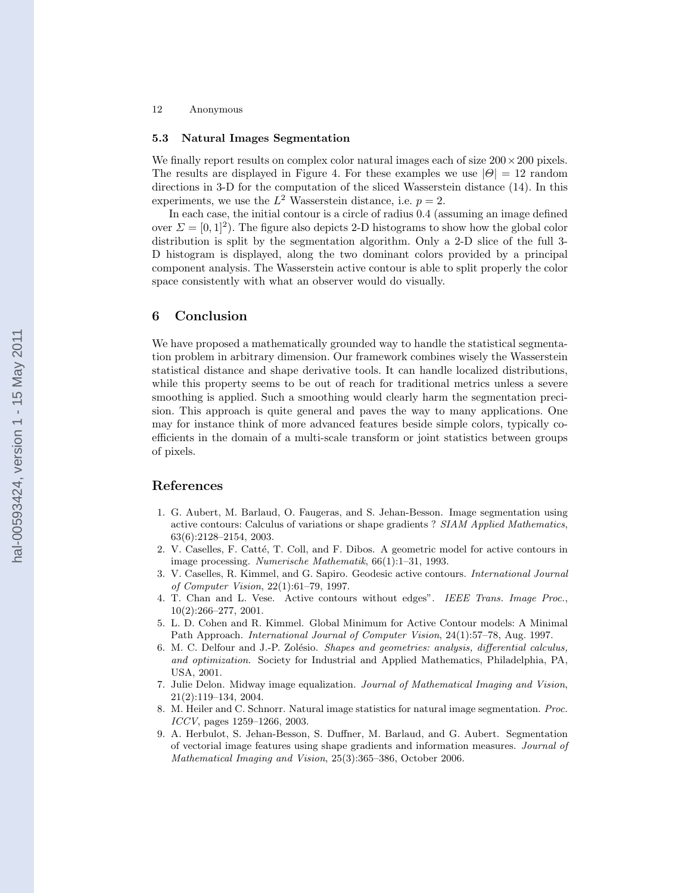### 5.3 Natural Images Segmentation

We finally report results on complex color natural images each of size $200 \times 200$ pixels. The results are displayed in Figure 4. For these examples we use $|\Theta| = 12$ random directions in 3-D for the computation of the sliced Wasserstein distance (14). In this experiments, we use the $L^2$ Wasserstein distance, i.e. $p = 2$.

In each case, the initial contour is a circle of radius 0.4 (assuming an image defined over $\Sigma = [0, 1]^2$). The figure also depicts 2-D histograms to show how the global color distribution is split by the segmentation algorithm. Only a 2-D slice of the full 3-D histogram is displayed, along the two dominant colors provided by a principal component analysis. The Wasserstein active contour is able to split properly the color space consistently with what an observer would do visually.

## 6 Conclusion

We have proposed a mathematically grounded way to handle the statistical segmentation problem in arbitrary dimension. Our framework combines wisely the Wasserstein statistical distance and shape derivative tools. It can handle localized distributions, while this property seems to be out of reach for traditional metrics unless a severe smoothing is applied. Such a smoothing would clearly harm the segmentation precision. This approach is quite general and paves the way to many applications. One may for instance think of more advanced features beside simple colors, typically coefficients in the domain of a multi-scale transform or joint statistics between groups of pixels.

## References

1. G. Aubert, M. Barlaud, O. Faugeras, and S. Jehan-Besson. Image segmentation using active contours: Calculus of variations or shape gradients ? *SIAM Applied Mathematics*, 63(6):2128–2154, 2003.
2. V. Caselles, F. Catté, T. Coll, and F. Dibos. A geometric model for active contours in image processing. *Numerische Mathematik*, 66(1):1–31, 1993.
3. V. Caselles, R. Kimmel, and G. Sapiro. Geodesic active contours. *International Journal of Computer Vision*, 22(1):61–79, 1997.
4. T. Chan and L. Vese. Active contours without edges". *IEEE Trans. Image Proc.*, 10(2):266–277, 2001.
5. L. D. Cohen and R. Kimmel. Global Minimum for Active Contour models: A Minimal Path Approach. *International Journal of Computer Vision*, 24(1):57–78, Aug. 1997.
6. M. C. Delfour and J.-P. Zolésio. *Shapes and geometries: analysis, differential calculus, and optimization*. Society for Industrial and Applied Mathematics, Philadelphia, PA, USA, 2001.
7. Julie Delon. Midway image equalization. *Journal of Mathematical Imaging and Vision*, 21(2):119–134, 2004.
8. M. Heiler and C. Schnorr. Natural image statistics for natural image segmentation. *Proc. ICCV*, pages 1259–1266, 2003.
9. A. Herbulot, S. Jehan-Besson, S. Duffner, M. Barlaud, and G. Aubert. Segmentation of vectorial image features using shape gradients and information measures. *Journal of Mathematical Imaging and Vision*, 25(3):365–386, October 2006.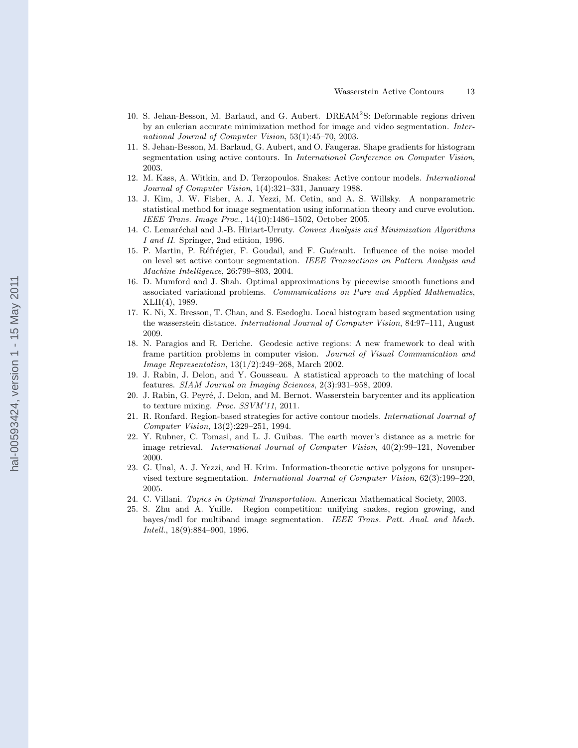10. S. Jehan-Besson, M. Barlaud, and G. Aubert. DREAM$^2$S: Deformable regions driven by an eulerian accurate minimization method for image and video segmentation. *International Journal of Computer Vision*, 53(1):45–70, 2003.
11. S. Jehan-Besson, M. Barlaud, G. Aubert, and O. Faugeras. Shape gradients for histogram segmentation using active contours. In *International Conference on Computer Vision*, 2003.
12. M. Kass, A. Witkin, and D. Terzopoulos. Snakes: Active contour models. *International Journal of Computer Vision*, 1(4):321–331, January 1988.
13. J. Kim, J. W. Fisher, A. J. Yezzi, M. Cetin, and A. S. Willsky. A nonparametric statistical method for image segmentation using information theory and curve evolution. *IEEE Trans. Image Proc.*, 14(10):1486–1502, October 2005.
14. C. Lemaréchal and J.-B. Hiriart-Urruty. *Convex Analysis and Minimization Algorithms I and II*. Springer, 2nd edition, 1996.
15. P. Martin, P. Réfrégier, F. Goudail, and F. Guérault. Influence of the noise model on level set active contour segmentation. *IEEE Transactions on Pattern Analysis and Machine Intelligence*, 26:799–803, 2004.
16. D. Mumford and J. Shah. Optimal approximations by piecewise smooth functions and associated variational problems. *Communications on Pure and Applied Mathematics*, XLII(4), 1989.
17. K. Ni, X. Bresson, T. Chan, and S. Esedoglu. Local histogram based segmentation using the wasserstein distance. *International Journal of Computer Vision*, 84:97–111, August 2009.
18. N. Paragios and R. Deriche. Geodesic active regions: A new framework to deal with frame partition problems in computer vision. *Journal of Visual Communication and Image Representation*, 13(1/2):249–268, March 2002.
19. J. Rabin, J. Delon, and Y. Gousseau. A statistical approach to the matching of local features. *SIAM Journal on Imaging Sciences*, 2(3):931–958, 2009.
20. J. Rabin, G. Peyré, J. Delon, and M. Bernot. Wasserstein barycenter and its application to texture mixing. *Proc. SSVM'11*, 2011.
21. R. Ronfard. Region-based strategies for active contour models. *International Journal of Computer Vision*, 13(2):229–251, 1994.
22. Y. Rubner, C. Tomasi, and L. J. Guibas. The earth mover's distance as a metric for image retrieval. *International Journal of Computer Vision*, 40(2):99–121, November 2000.
23. G. Unal, A. J. Yezzi, and H. Krim. Information-theoretic active polygons for unsupervised texture segmentation. *International Journal of Computer Vision*, 62(3):199–220, 2005.
24. C. Villani. *Topics in Optimal Transportation*. American Mathematical Society, 2003.
25. S. Zhu and A. Yuille. Region competition: unifying snakes, region growing, and bayes/mdl for multiband image segmentation. *IEEE Trans. Patt. Anal. and Mach. Intell.*, 18(9):884–900, 1996.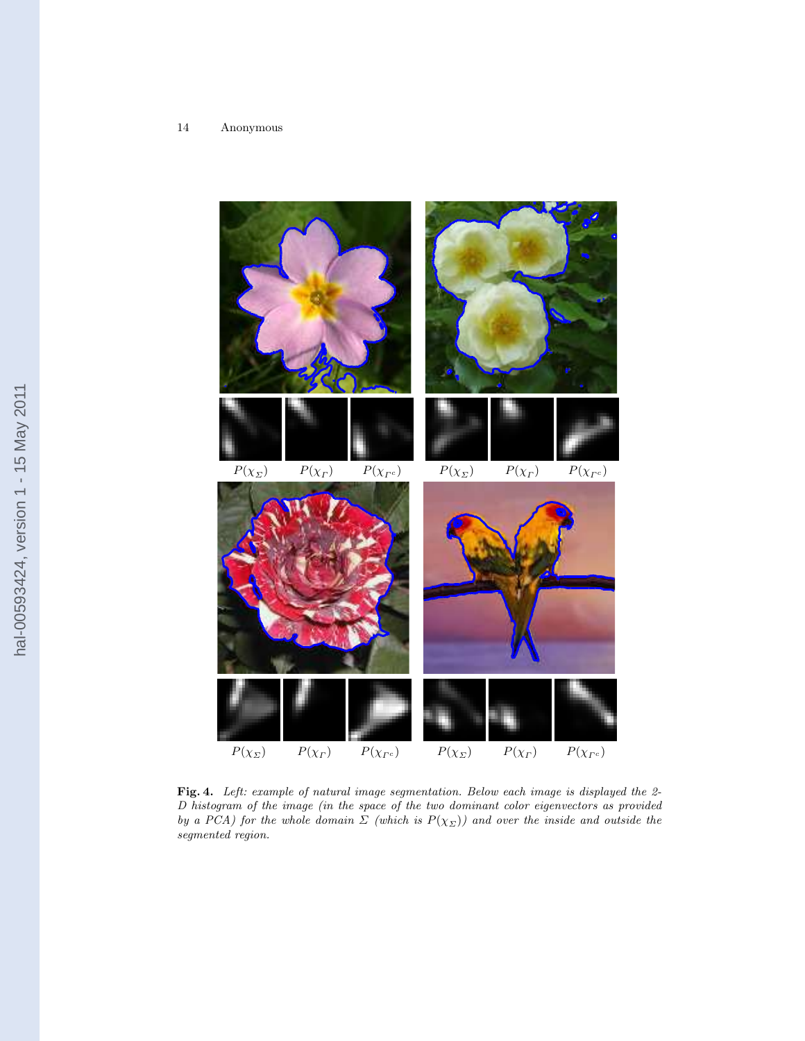$P(\chi_\Sigma)$ $P(\chi_\Gamma)$ $P(\chi_{\Gamma^c})$ $P(\chi_\Sigma)$ $P(\chi_\Gamma)$ $P(\chi_{\Gamma^c})$

$P(\chi_\Sigma)$ $P(\chi_\Gamma)$ $P(\chi_{\Gamma^c})$ $P(\chi_\Sigma)$ $P(\chi_\Gamma)$ $P(\chi_{\Gamma^c})$

**Fig. 4.** *Left: example of natural image segmentation. Below each image is displayed the 2-D histogram of the image (in the space of the two dominant color eigenvectors as provided by a PCA) for the whole domain $\Sigma$ (which is $P(\chi_\Sigma)$) and over the inside and outside the segmented region.*